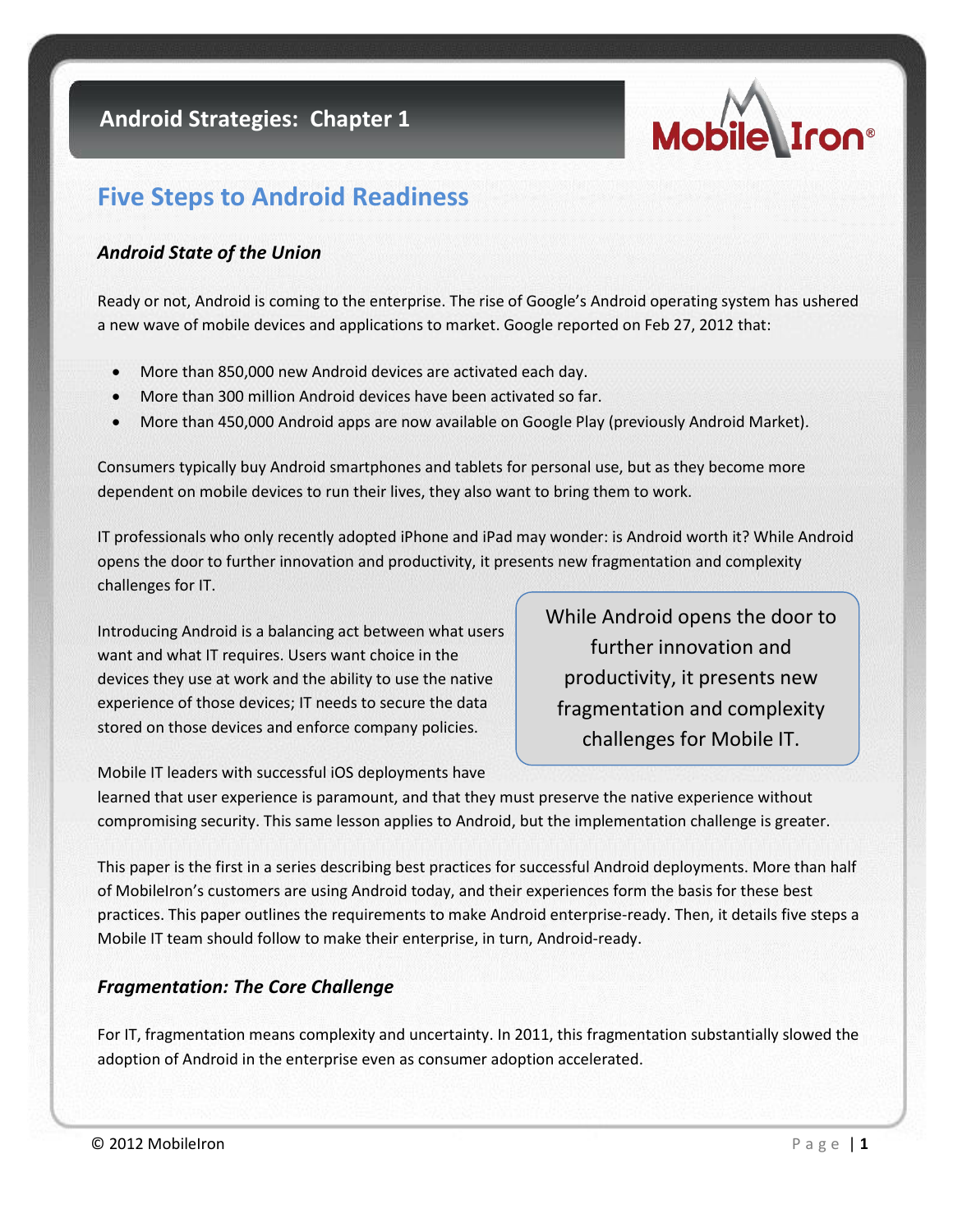**Android Strategies: Chapter 1**

# Five Steps to Android Readiness

### *Android State of the Union*

Ready or not, Android is coming to the enterprise. The rise of Google's Android operating system has ushered a new wave of mobile devices and applications to market. Google reported on Feb 27, 2012 that:

- More than 850,000 new Android devices are activated each day.
- More than 300 million Android devices have been activated so far.
- More than 450,000 Android apps are now available on Google Play (previously Android Market).

Consumers typically buy Android smartphones and tablets for personal use, but as they become more dependent on mobile devices to run their lives, they also want to bring them to work.

IT professionals who only recently adopted iPhone and iPad may wonder: is Android worth it? While Android opens the door to further innovation and productivity, it presents new fragmentation and complexity challenges for IT.

Introducing Android is a balancing act between what users want and what IT requires. Users want choice in the devices they use at work and the ability to use the native experience of those devices; IT needs to secure the data stored on those devices and enforce company policies.

> While Android opens the door to further innovation and productivity, it presents new fragmentation and complexity challenges for Mobile IT.

Mobile IT leaders with successful iOS deployments have learned that user experience is paramount, and that they must preserve the native experience without compromising security. This same lesson applies to Android, but the implementation challenge is greater.

This paper is the first in a series describing best practices for successful Android deployments. More than half of MobileIron's customers are using Android today, and their experiences form the basis for these best practices. This paper outlines the requirements to make Android enterprise-ready. Then, it details five steps a Mobile IT team should follow to make their enterprise, in turn, Android-ready.

### *Fragmentation: The Core Challenge*

For IT, fragmentation means complexity and uncertainty. In 2011, this fragmentation substantially slowed the adoption of Android in the enterprise even as consumer adoption accelerated.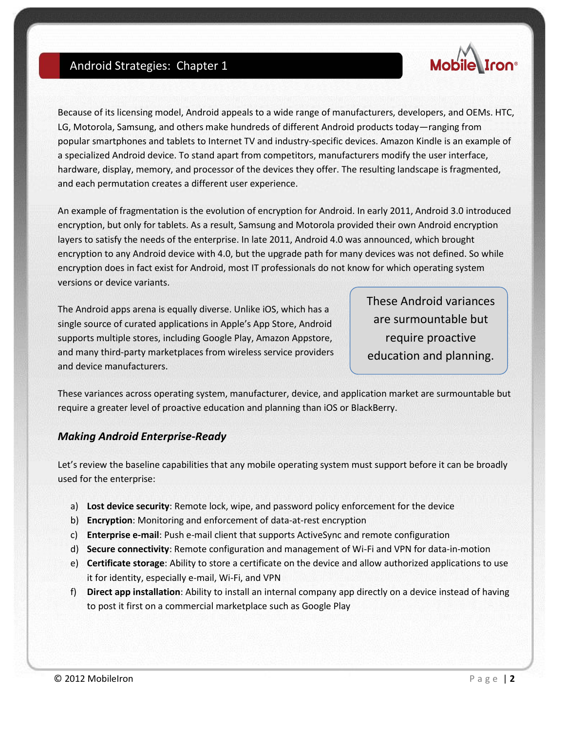Because of its licensing model, Android appeals to a wide range of manufacturers, developers, and OEMs. HTC, LG, Motorola, Samsung, and others make hundreds of different Android products today—ranging from popular smartphones and tablets to Internet TV and industry-specific devices. Amazon Kindle is an example of a specialized Android device. To stand apart from competitors, manufacturers modify the user interface, hardware, display, memory, and processor of the devices they offer. The resulting landscape is fragmented, and each permutation creates a different user experience.

An example of fragmentation is the evolution of encryption for Android. In early 2011, Android 3.0 introduced encryption, but only for tablets. As a result, Samsung and Motorola provided their own Android encryption layers to satisfy the needs of the enterprise. In late 2011, Android 4.0 was announced, which brought encryption to any Android device with 4.0, but the upgrade path for many devices was not defined. So while encryption does in fact exist for Android, most IT professionals do not know for which operating system versions or device variants.

The Android apps arena is equally diverse. Unlike iOS, which has a single source of curated applications in Apple's App Store, Android supports multiple stores, including Google Play, Amazon Appstore, and many third-party marketplaces from wireless service providers and device manufacturers.

> These Android variances are surmountable but require proactive education and planning.

These variances across operating system, manufacturer, device, and application market are surmountable but require a greater level of proactive education and planning than iOS or BlackBerry.

### *Making Android Enterprise-Ready*

Let's review the baseline capabilities that any mobile operating system must support before it can be broadly used for the enterprise:

a) **Lost device security**: Remote lock, wipe, and password policy enforcement for the device
b) **Encryption**: Monitoring and enforcement of data-at-rest encryption
c) **Enterprise e-mail**: Push e-mail client that supports ActiveSync and remote configuration
d) **Secure connectivity**: Remote configuration and management of Wi-Fi and VPN for data-in-motion
e) **Certificate storage**: Ability to store a certificate on the device and allow authorized applications to use it for identity, especially e-mail, Wi-Fi, and VPN
f) **Direct app installation**: Ability to install an internal company app directly on a device instead of having to post it first on a commercial marketplace such as Google Play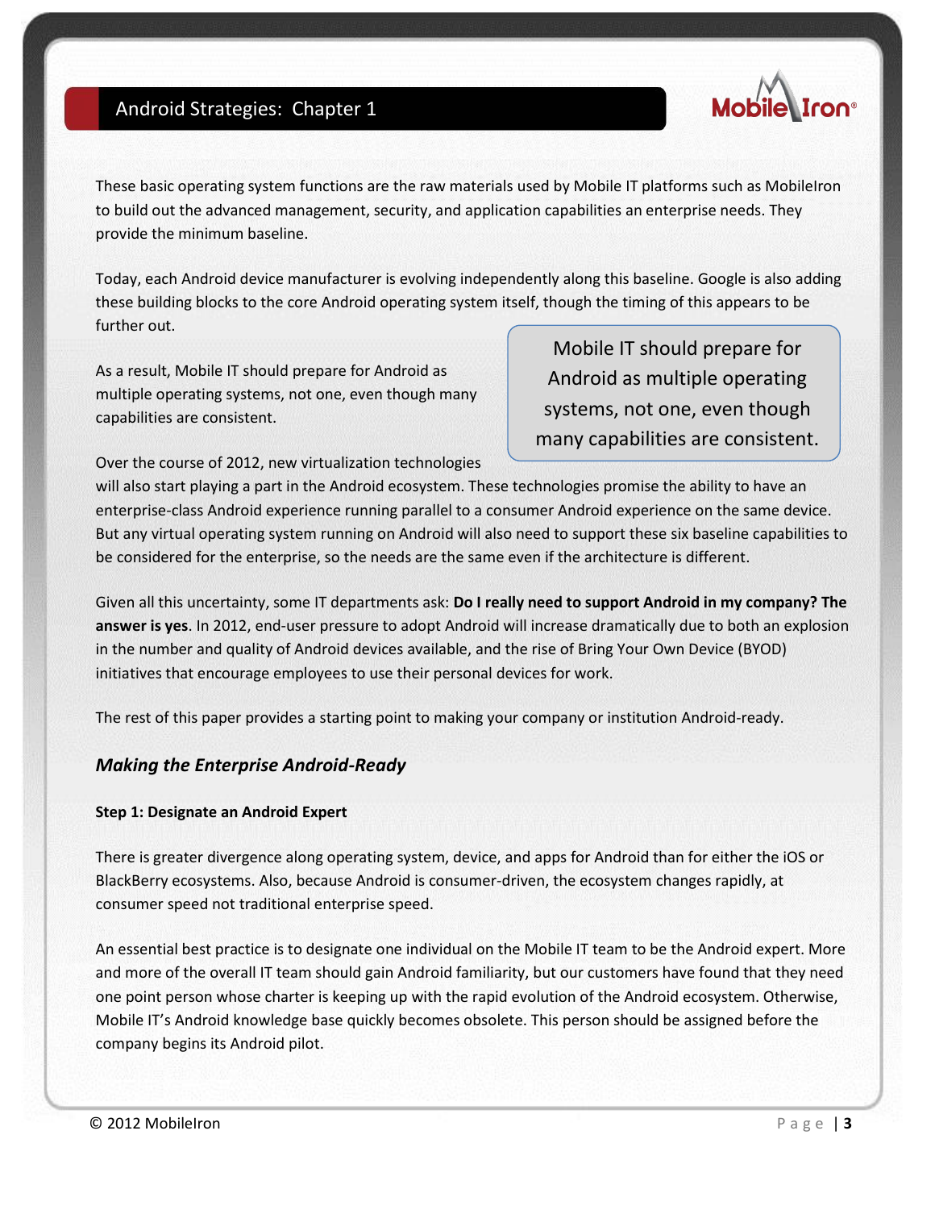These basic operating system functions are the raw materials used by Mobile IT platforms such as MobileIron to build out the advanced management, security, and application capabilities an enterprise needs. They provide the minimum baseline.

Today, each Android device manufacturer is evolving independently along this baseline. Google is also adding these building blocks to the core Android operating system itself, though the timing of this appears to be further out.

As a result, Mobile IT should prepare for Android as multiple operating systems, not one, even though many capabilities are consistent.

> Mobile IT should prepare for Android as multiple operating systems, not one, even though many capabilities are consistent.

Over the course of 2012, new virtualization technologies will also start playing a part in the Android ecosystem. These technologies promise the ability to have an enterprise-class Android experience running parallel to a consumer Android experience on the same device. But any virtual operating system running on Android will also need to support these six baseline capabilities to be considered for the enterprise, so the needs are the same even if the architecture is different.

Given all this uncertainty, some IT departments ask: **Do I really need to support Android in my company? The answer is yes**. In 2012, end-user pressure to adopt Android will increase dramatically due to both an explosion in the number and quality of Android devices available, and the rise of Bring Your Own Device (BYOD) initiatives that encourage employees to use their personal devices for work.

The rest of this paper provides a starting point to making your company or institution Android-ready.

## *Making the Enterprise Android-Ready*

### Step 1: Designate an Android Expert

There is greater divergence along operating system, device, and apps for Android than for either the iOS or BlackBerry ecosystems. Also, because Android is consumer-driven, the ecosystem changes rapidly, at consumer speed not traditional enterprise speed.

An essential best practice is to designate one individual on the Mobile IT team to be the Android expert. More and more of the overall IT team should gain Android familiarity, but our customers have found that they need one point person whose charter is keeping up with the rapid evolution of the Android ecosystem. Otherwise, Mobile IT's Android knowledge base quickly becomes obsolete. This person should be assigned before the company begins its Android pilot.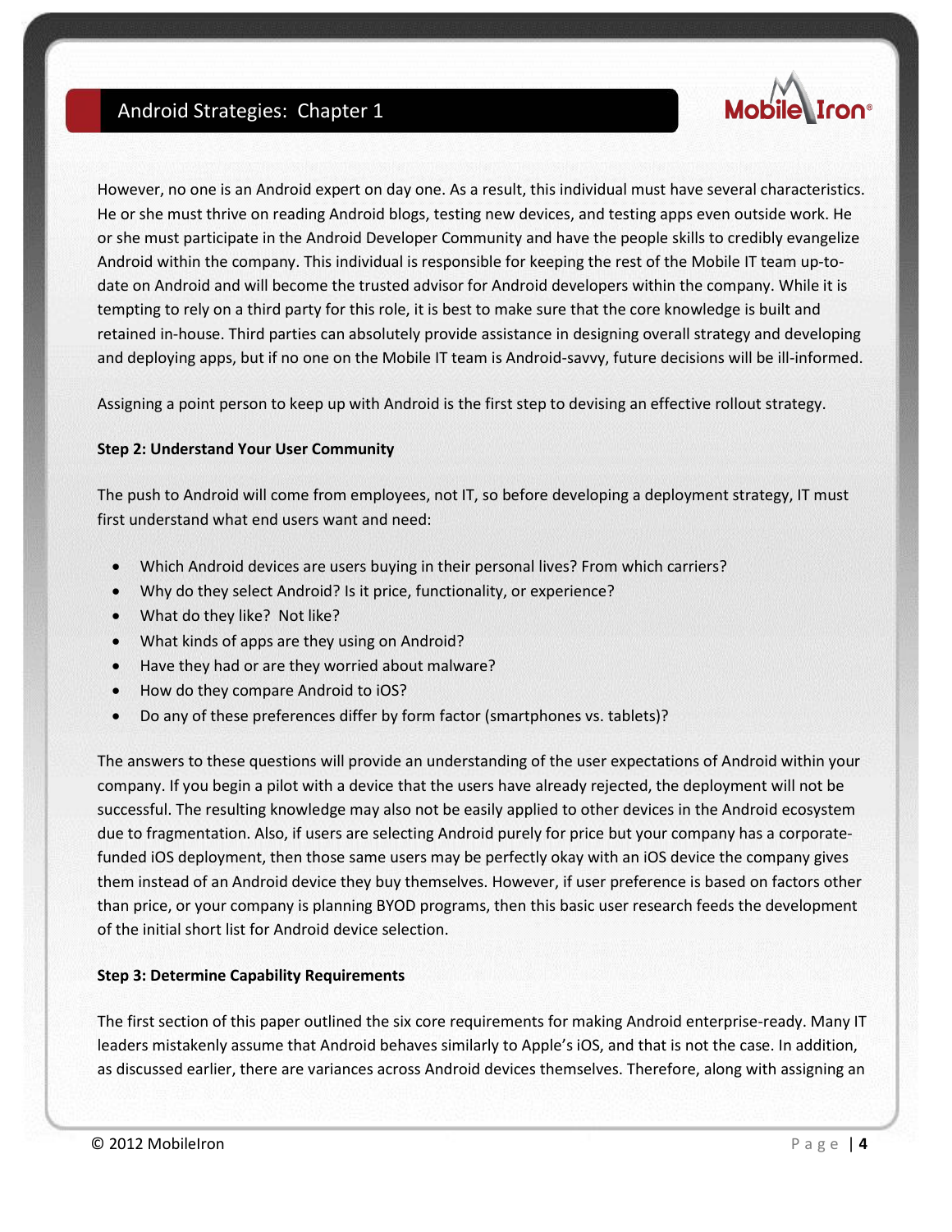However, no one is an Android expert on day one. As a result, this individual must have several characteristics. He or she must thrive on reading Android blogs, testing new devices, and testing apps even outside work. He or she must participate in the Android Developer Community and have the people skills to credibly evangelize Android within the company. This individual is responsible for keeping the rest of the Mobile IT team up-to-date on Android and will become the trusted advisor for Android developers within the company. While it is tempting to rely on a third party for this role, it is best to make sure that the core knowledge is built and retained in-house. Third parties can absolutely provide assistance in designing overall strategy and developing and deploying apps, but if no one on the Mobile IT team is Android-savvy, future decisions will be ill-informed.

Assigning a point person to keep up with Android is the first step to devising an effective rollout strategy.

**Step 2: Understand Your User Community**

The push to Android will come from employees, not IT, so before developing a deployment strategy, IT must first understand what end users want and need:

- Which Android devices are users buying in their personal lives? From which carriers?
- Why do they select Android? Is it price, functionality, or experience?
- What do they like? Not like?
- What kinds of apps are they using on Android?
- Have they had or are they worried about malware?
- How do they compare Android to iOS?
- Do any of these preferences differ by form factor (smartphones vs. tablets)?

The answers to these questions will provide an understanding of the user expectations of Android within your company. If you begin a pilot with a device that the users have already rejected, the deployment will not be successful. The resulting knowledge may also not be easily applied to other devices in the Android ecosystem due to fragmentation. Also, if users are selecting Android purely for price but your company has a corporate-funded iOS deployment, then those same users may be perfectly okay with an iOS device the company gives them instead of an Android device they buy themselves. However, if user preference is based on factors other than price, or your company is planning BYOD programs, then this basic user research feeds the development of the initial short list for Android device selection.

**Step 3: Determine Capability Requirements**

The first section of this paper outlined the six core requirements for making Android enterprise-ready. Many IT leaders mistakenly assume that Android behaves similarly to Apple's iOS, and that is not the case. In addition, as discussed earlier, there are variances across Android devices themselves. Therefore, along with assigning an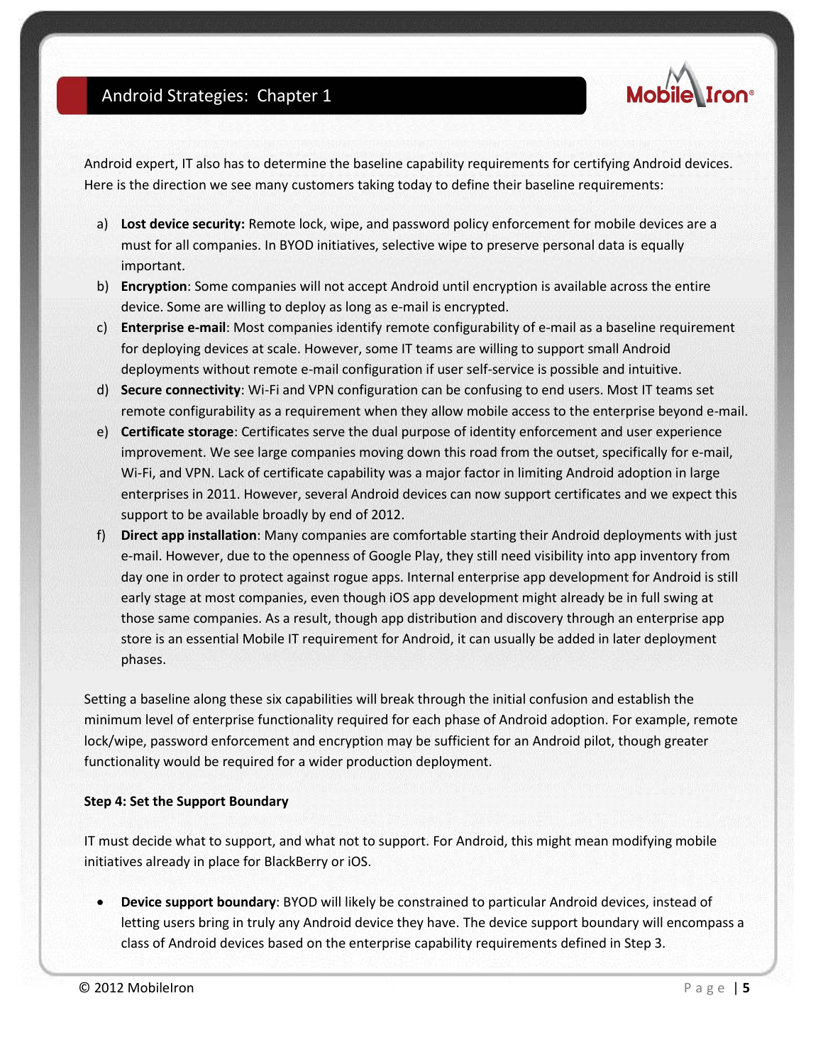Android expert, IT also has to determine the baseline capability requirements for certifying Android devices. Here is the direction we see many customers taking today to define their baseline requirements:

a) **Lost device security:** Remote lock, wipe, and password policy enforcement for mobile devices are a must for all companies. In BYOD initiatives, selective wipe to preserve personal data is equally important.
b) **Encryption**: Some companies will not accept Android until encryption is available across the entire device. Some are willing to deploy as long as e-mail is encrypted.
c) **Enterprise e-mail**: Most companies identify remote configurability of e-mail as a baseline requirement for deploying devices at scale. However, some IT teams are willing to support small Android deployments without remote e-mail configuration if user self-service is possible and intuitive.
d) **Secure connectivity**: Wi-Fi and VPN configuration can be confusing to end users. Most IT teams set remote configurability as a requirement when they allow mobile access to the enterprise beyond e-mail.
e) **Certificate storage**: Certificates serve the dual purpose of identity enforcement and user experience improvement. We see large companies moving down this road from the outset, specifically for e-mail, Wi-Fi, and VPN. Lack of certificate capability was a major factor in limiting Android adoption in large enterprises in 2011. However, several Android devices can now support certificates and we expect this support to be available broadly by end of 2012.
f) **Direct app installation**: Many companies are comfortable starting their Android deployments with just e-mail. However, due to the openness of Google Play, they still need visibility into app inventory from day one in order to protect against rogue apps. Internal enterprise app development for Android is still early stage at most companies, even though iOS app development might already be in full swing at those same companies. As a result, though app distribution and discovery through an enterprise app store is an essential Mobile IT requirement for Android, it can usually be added in later deployment phases.

Setting a baseline along these six capabilities will break through the initial confusion and establish the minimum level of enterprise functionality required for each phase of Android adoption. For example, remote lock/wipe, password enforcement and encryption may be sufficient for an Android pilot, though greater functionality would be required for a wider production deployment.

**Step 4: Set the Support Boundary**

IT must decide what to support, and what not to support. For Android, this might mean modifying mobile initiatives already in place for BlackBerry or iOS.

- **Device support boundary**: BYOD will likely be constrained to particular Android devices, instead of letting users bring in truly any Android device they have. The device support boundary will encompass a class of Android devices based on the enterprise capability requirements defined in Step 3.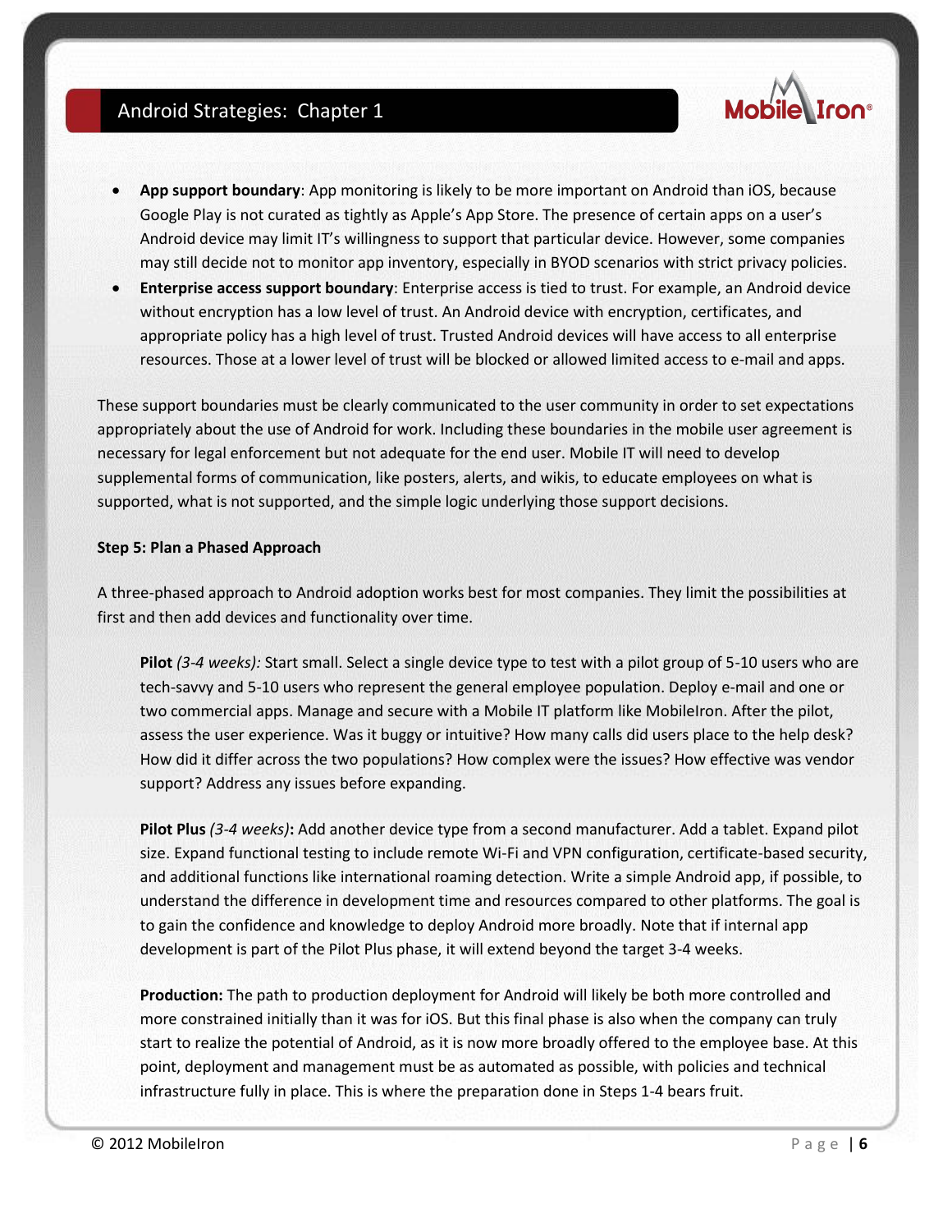- **App support boundary**: App monitoring is likely to be more important on Android than iOS, because Google Play is not curated as tightly as Apple's App Store. The presence of certain apps on a user's Android device may limit IT's willingness to support that particular device. However, some companies may still decide not to monitor app inventory, especially in BYOD scenarios with strict privacy policies.
- **Enterprise access support boundary**: Enterprise access is tied to trust. For example, an Android device without encryption has a low level of trust. An Android device with encryption, certificates, and appropriate policy has a high level of trust. Trusted Android devices will have access to all enterprise resources. Those at a lower level of trust will be blocked or allowed limited access to e-mail and apps.

These support boundaries must be clearly communicated to the user community in order to set expectations appropriately about the use of Android for work. Including these boundaries in the mobile user agreement is necessary for legal enforcement but not adequate for the end user. Mobile IT will need to develop supplemental forms of communication, like posters, alerts, and wikis, to educate employees on what is supported, what is not supported, and the simple logic underlying those support decisions.

**Step 5: Plan a Phased Approach**

A three-phased approach to Android adoption works best for most companies. They limit the possibilities at first and then add devices and functionality over time.

**Pilot** *(3-4 weeks):* Start small. Select a single device type to test with a pilot group of 5-10 users who are tech-savvy and 5-10 users who represent the general employee population. Deploy e-mail and one or two commercial apps. Manage and secure with a Mobile IT platform like MobileIron. After the pilot, assess the user experience. Was it buggy or intuitive? How many calls did users place to the help desk? How did it differ across the two populations? How complex were the issues? How effective was vendor support? Address any issues before expanding.

**Pilot Plus** *(3-4 weeks)***:** Add another device type from a second manufacturer. Add a tablet. Expand pilot size. Expand functional testing to include remote Wi-Fi and VPN configuration, certificate-based security, and additional functions like international roaming detection. Write a simple Android app, if possible, to understand the difference in development time and resources compared to other platforms. The goal is to gain the confidence and knowledge to deploy Android more broadly. Note that if internal app development is part of the Pilot Plus phase, it will extend beyond the target 3-4 weeks.

**Production:** The path to production deployment for Android will likely be both more controlled and more constrained initially than it was for iOS. But this final phase is also when the company can truly start to realize the potential of Android, as it is now more broadly offered to the employee base. At this point, deployment and management must be as automated as possible, with policies and technical infrastructure fully in place. This is where the preparation done in Steps 1-4 bears fruit.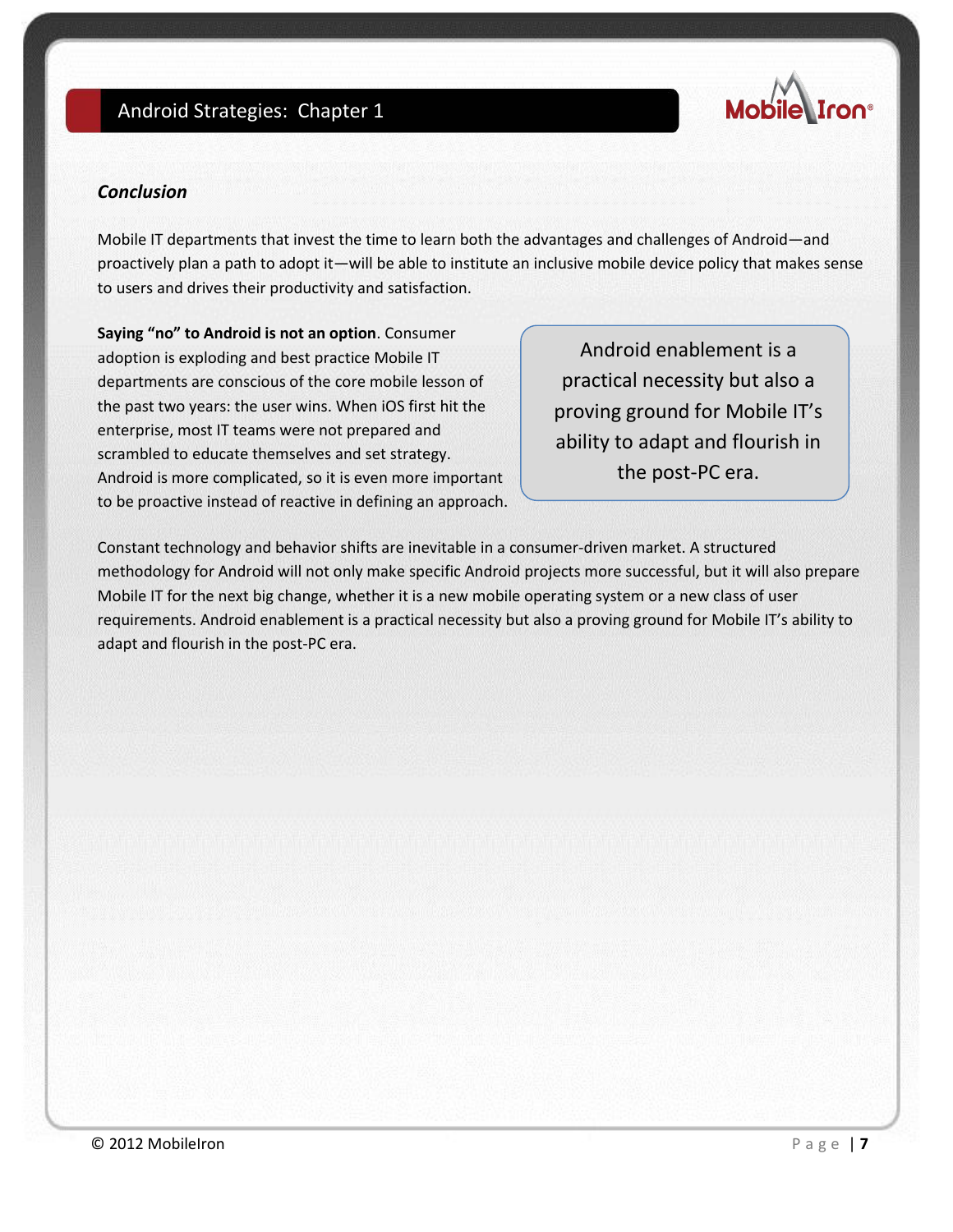### *Conclusion*

Mobile IT departments that invest the time to learn both the advantages and challenges of Android—and proactively plan a path to adopt it—will be able to institute an inclusive mobile device policy that makes sense to users and drives their productivity and satisfaction.

**Saying "no" to Android is not an option**. Consumer adoption is exploding and best practice Mobile IT departments are conscious of the core mobile lesson of the past two years: the user wins. When iOS first hit the enterprise, most IT teams were not prepared and scrambled to educate themselves and set strategy. Android is more complicated, so it is even more important to be proactive instead of reactive in defining an approach.

> Android enablement is a practical necessity but also a proving ground for Mobile IT's ability to adapt and flourish in the post-PC era.

Constant technology and behavior shifts are inevitable in a consumer-driven market. A structured methodology for Android will not only make specific Android projects more successful, but it will also prepare Mobile IT for the next big change, whether it is a new mobile operating system or a new class of user requirements. Android enablement is a practical necessity but also a proving ground for Mobile IT's ability to adapt and flourish in the post-PC era.